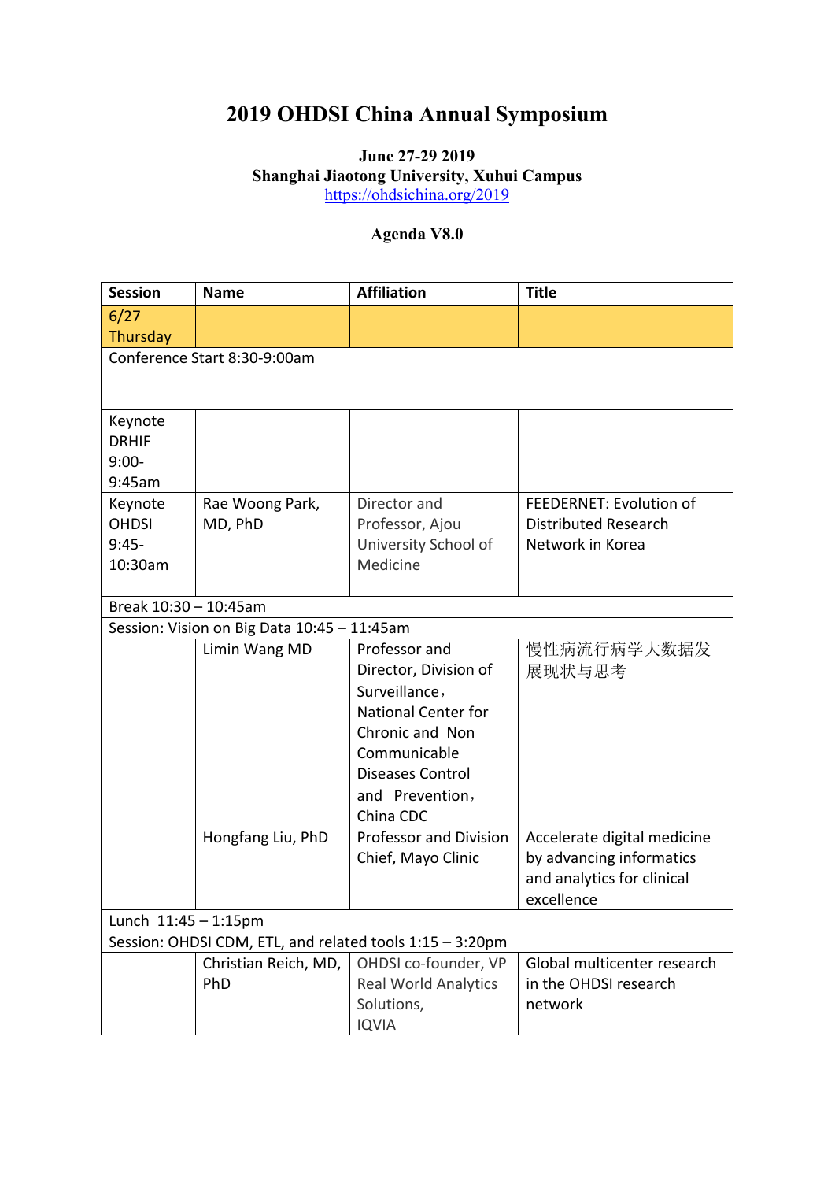# 2019 OHDSI China Annual Symposium

**June 27-29 2019**
**Shanghai Jiaotong University, Xuhui Campus**
https://ohdsichina.org/2019

**Agenda V8.0**

| Session | Name | Affiliation | Title |
|---|---|---|---|
| 6/27 Thursday | | | |
| Conference Start 8:30-9:00am | | | |
| Keynote DRHIF 9:00-9:45am | | | |
| Keynote OHDSI 9:45-10:30am | Rae Woong Park, MD, PhD | Director and Professor, Ajou University School of Medicine | FEEDERNET: Evolution of Distributed Research Network in Korea |
| Break 10:30 – 10:45am | | | |
| Session: Vision on Big Data 10:45 – 11:45am | | | |
| | Limin Wang MD | Professor and Director, Division of Surveillance，National Center for Chronic and Non Communicable Diseases Control and Prevention，China CDC | 慢性病流行病学大数据发展现状与思考 |
| | Hongfang Liu, PhD | Professor and Division Chief, Mayo Clinic | Accelerate digital medicine by advancing informatics and analytics for clinical excellence |
| Lunch 11:45 – 1:15pm | | | |
| Session: OHDSI CDM, ETL, and related tools 1:15 – 3:20pm | | | |
| | Christian Reich, MD, PhD | OHDSI co-founder, VP Real World Analytics Solutions, IQVIA | Global multicenter research in the OHDSI research network |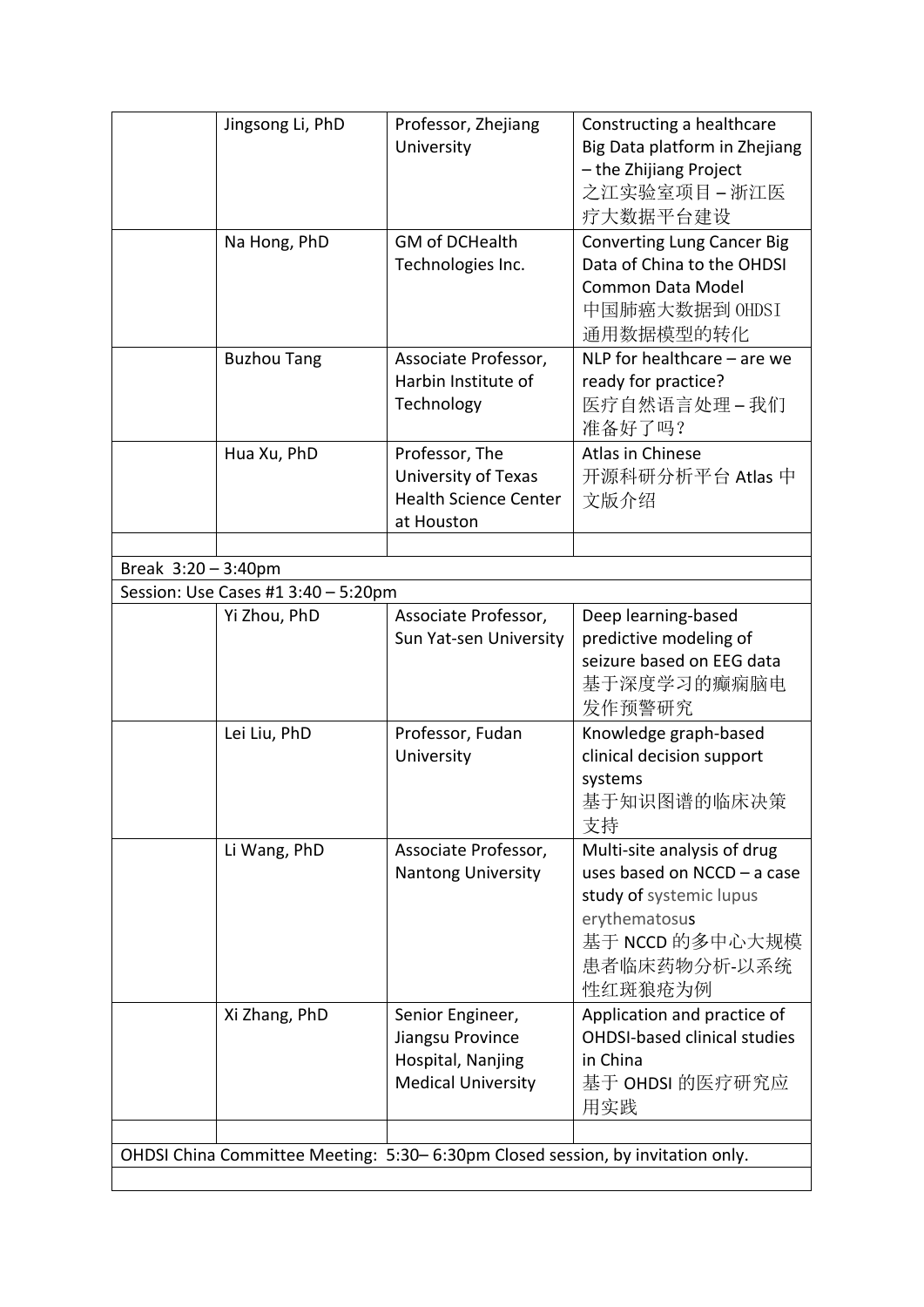| | | | |
|---|---|---|---|
| | Jingsong Li, PhD | Professor, Zhejiang University | Constructing a healthcare Big Data platform in Zhejiang – the Zhijiang Project 之江实验室项目 – 浙江医疗大数据平台建设 |
| | Na Hong, PhD | GM of DCHealth Technologies Inc. | Converting Lung Cancer Big Data of China to the OHDSI Common Data Model 中国肺癌大数据到 OHDSI 通用数据模型的转化 |
| | Buzhou Tang | Associate Professor, Harbin Institute of Technology | NLP for healthcare – are we ready for practice? 医疗自然语言处理 – 我们准备好了吗? |
| | Hua Xu, PhD | Professor, The University of Texas Health Science Center at Houston | Atlas in Chinese 开源科研分析平台 Atlas 中文版介绍 |
| | | | |
| Break 3:20 – 3:40pm | | | |
| Session: Use Cases #1 3:40 – 5:20pm | | | |
| | Yi Zhou, PhD | Associate Professor, Sun Yat-sen University | Deep learning-based predictive modeling of seizure based on EEG data 基于深度学习的癫痫脑电发作预警研究 |
| | Lei Liu, PhD | Professor, Fudan University | Knowledge graph-based clinical decision support systems 基于知识图谱的临床决策支持 |
| | Li Wang, PhD | Associate Professor, Nantong University | Multi-site analysis of drug uses based on NCCD – a case study of systemic lupus erythematosus 基于 NCCD 的多中心大规模患者临床药物分析-以系统性红斑狼疮为例 |
| | Xi Zhang, PhD | Senior Engineer, Jiangsu Province Hospital, Nanjing Medical University | Application and practice of OHDSI-based clinical studies in China 基于 OHDSI 的医疗研究应用实践 |
| | | | |
| OHDSI China Committee Meeting: 5:30– 6:30pm Closed session, by invitation only. | | | |
| | | | |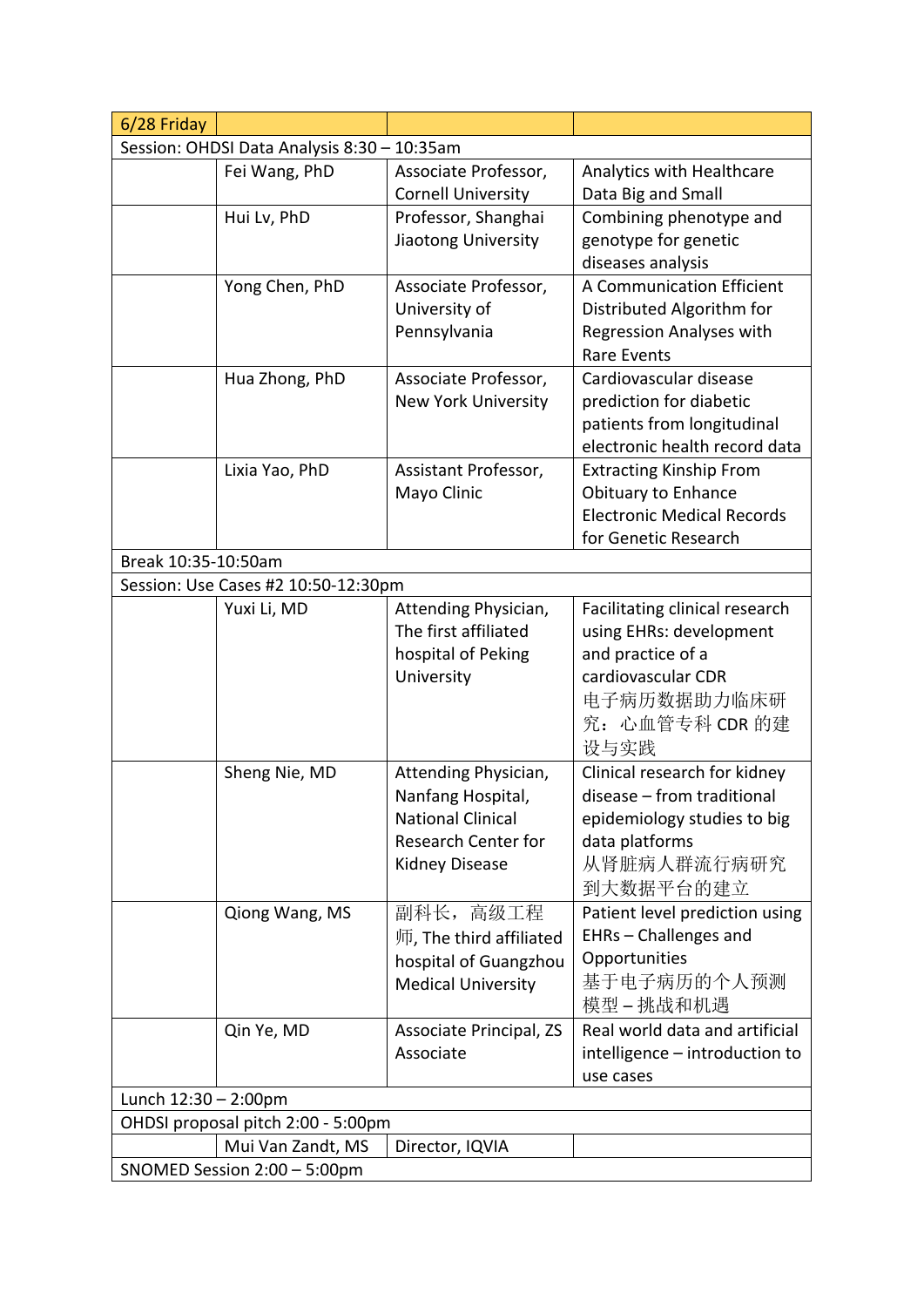| 6/28 Friday | | | |
|---|---|---|---|
| Session: OHDSI Data Analysis 8:30 – 10:35am | | | |
| | Fei Wang, PhD | Associate Professor, Cornell University | Analytics with Healthcare Data Big and Small |
| | Hui Lv, PhD | Professor, Shanghai Jiaotong University | Combining phenotype and genotype for genetic diseases analysis |
| | Yong Chen, PhD | Associate Professor, University of Pennsylvania | A Communication Efficient Distributed Algorithm for Regression Analyses with Rare Events |
| | Hua Zhong, PhD | Associate Professor, New York University | Cardiovascular disease prediction for diabetic patients from longitudinal electronic health record data |
| | Lixia Yao, PhD | Assistant Professor, Mayo Clinic | Extracting Kinship From Obituary to Enhance Electronic Medical Records for Genetic Research |
| Break 10:35-10:50am | | | |
| Session: Use Cases #2 10:50-12:30pm | | | |
| | Yuxi Li, MD | Attending Physician, The first affiliated hospital of Peking University | Facilitating clinical research using EHRs: development and practice of a cardiovascular CDR 电子病历数据助力临床研究：心血管专科 CDR 的建设与实践 |
| | Sheng Nie, MD | Attending Physician, Nanfang Hospital, National Clinical Research Center for Kidney Disease | Clinical research for kidney disease – from traditional epidemiology studies to big data platforms 从肾脏病人群流行病研究到大数据平台的建立 |
| | Qiong Wang, MS | 副科长，高级工程师, The third affiliated hospital of Guangzhou Medical University | Patient level prediction using EHRs – Challenges and Opportunities 基于电子病历的个人预测模型 – 挑战和机遇 |
| | Qin Ye, MD | Associate Principal, ZS Associate | Real world data and artificial intelligence – introduction to use cases |
| Lunch 12:30 – 2:00pm | | | |
| OHDSI proposal pitch 2:00 - 5:00pm | | | |
| | Mui Van Zandt, MS | Director, IQVIA | |
| SNOMED Session 2:00 – 5:00pm | | | |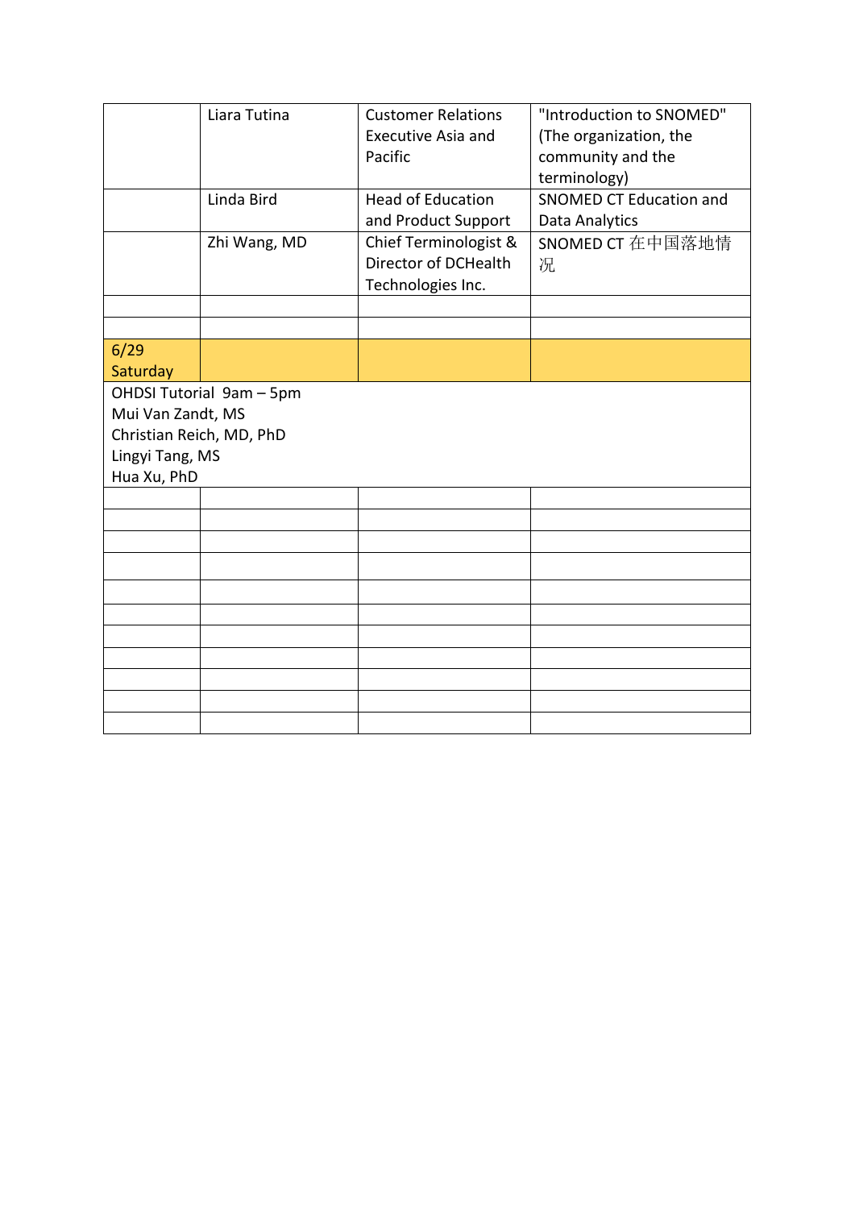| | | | |
|---|---|---|---|
| | Liara Tutina | Customer Relations Executive Asia and Pacific | "Introduction to SNOMED" (The organization, the community and the terminology) |
| | Linda Bird | Head of Education and Product Support | SNOMED CT Education and Data Analytics |
| | Zhi Wang, MD | Chief Terminologist & Director of DCHealth Technologies Inc. | SNOMED CT 在中国落地情况 |
| | | | |
| | | | |
| 6/29 Saturday | | | |
| OHDSI Tutorial 9am – 5pm<br>Mui Van Zandt, MS<br>Christian Reich, MD, PhD<br>Lingyi Tang, MS<br>Hua Xu, PhD | | | |
| | | | |
| | | | |
| | | | |
| | | | |
| | | | |
| | | | |
| | | | |
| | | | |
| | | | |
| | | | |
| | | | |